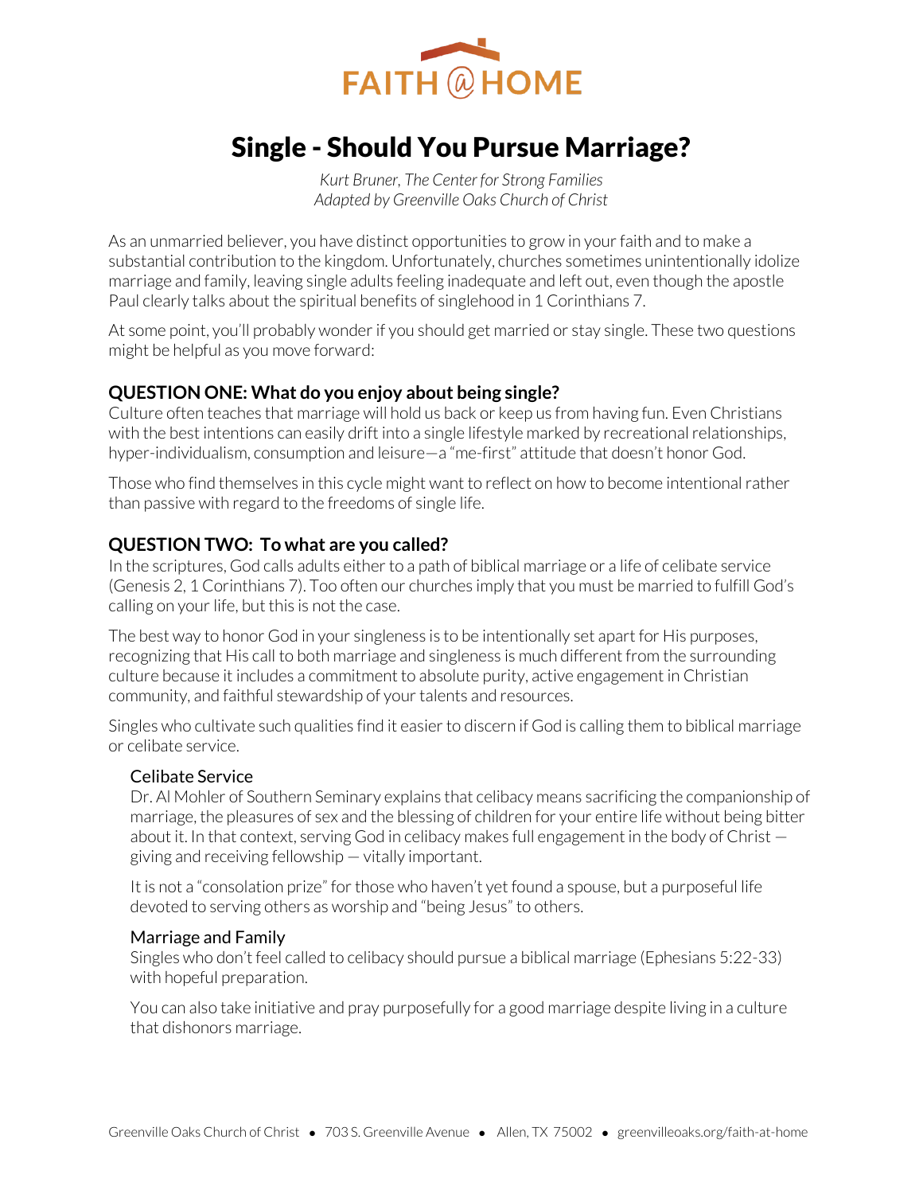FAITH @ HOME

# Single - Should You Pursue Marriage?

*Kurt Bruner, The Center for Strong Families*
*Adapted by Greenville Oaks Church of Christ*

As an unmarried believer, you have distinct opportunities to grow in your faith and to make a substantial contribution to the kingdom. Unfortunately, churches sometimes unintentionally idolize marriage and family, leaving single adults feeling inadequate and left out, even though the apostle Paul clearly talks about the spiritual benefits of singlehood in 1 Corinthians 7.

At some point, you'll probably wonder if you should get married or stay single. These two questions might be helpful as you move forward:

## QUESTION ONE: What do you enjoy about being single?

Culture often teaches that marriage will hold us back or keep us from having fun. Even Christians with the best intentions can easily drift into a single lifestyle marked by recreational relationships, hyper-individualism, consumption and leisure—a "me-first" attitude that doesn't honor God.

Those who find themselves in this cycle might want to reflect on how to become intentional rather than passive with regard to the freedoms of single life.

## QUESTION TWO: To what are you called?

In the scriptures, God calls adults either to a path of biblical marriage or a life of celibate service (Genesis 2, 1 Corinthians 7). Too often our churches imply that you must be married to fulfill God's calling on your life, but this is not the case.

The best way to honor God in your singleness is to be intentionally set apart for His purposes, recognizing that His call to both marriage and singleness is much different from the surrounding culture because it includes a commitment to absolute purity, active engagement in Christian community, and faithful stewardship of your talents and resources.

Singles who cultivate such qualities find it easier to discern if God is calling them to biblical marriage or celibate service.

### Celibate Service

Dr. Al Mohler of Southern Seminary explains that celibacy means sacrificing the companionship of marriage, the pleasures of sex and the blessing of children for your entire life without being bitter about it. In that context, serving God in celibacy makes full engagement in the body of Christ — giving and receiving fellowship — vitally important.

It is not a "consolation prize" for those who haven't yet found a spouse, but a purposeful life devoted to serving others as worship and "being Jesus" to others.

### Marriage and Family

Singles who don't feel called to celibacy should pursue a biblical marriage (Ephesians 5:22-33) with hopeful preparation.

You can also take initiative and pray purposefully for a good marriage despite living in a culture that dishonors marriage.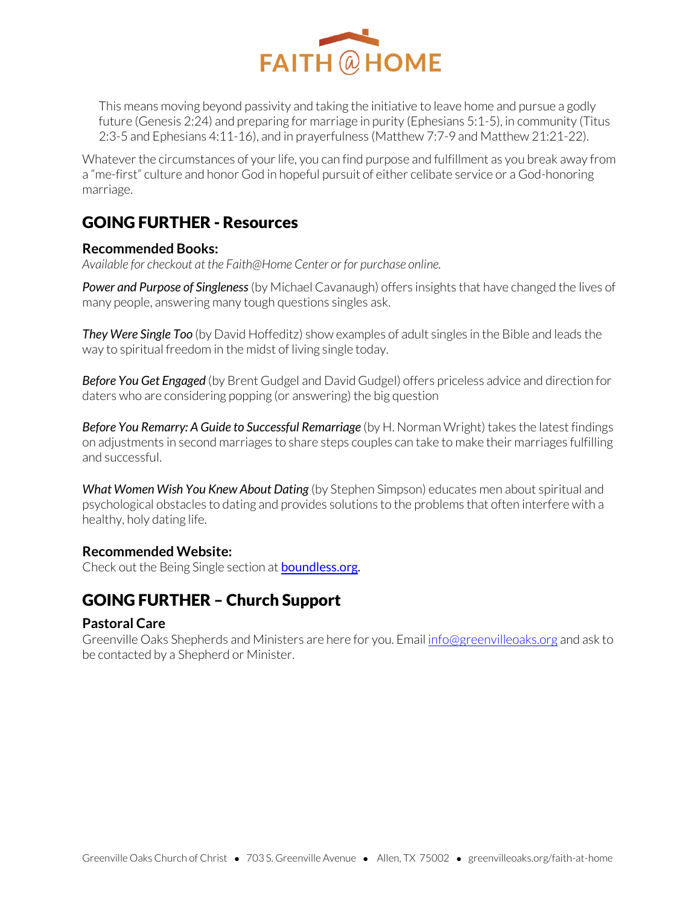This means moving beyond passivity and taking the initiative to leave home and pursue a godly future (Genesis 2:24) and preparing for marriage in purity (Ephesians 5:1-5), in community (Titus 2:3-5 and Ephesians 4:11-16), and in prayerfulness (Matthew 7:7-9 and Matthew 21:21-22).

Whatever the circumstances of your life, you can find purpose and fulfillment as you break away from a "me-first" culture and honor God in hopeful pursuit of either celibate service or a God-honoring marriage.

## GOING FURTHER - Resources

### Recommended Books:

*Available for checkout at the Faith@Home Center or for purchase online.*

***Power and Purpose of Singleness*** (by Michael Cavanaugh) offers insights that have changed the lives of many people, answering many tough questions singles ask.

***They Were Single Too*** (by David Hoffeditz) show examples of adult singles in the Bible and leads the way to spiritual freedom in the midst of living single today.

***Before You Get Engaged*** (by Brent Gudgel and David Gudgel) offers priceless advice and direction for daters who are considering popping (or answering) the big question

***Before You Remarry: A Guide to Successful Remarriage*** (by H. Norman Wright) takes the latest findings on adjustments in second marriages to share steps couples can take to make their marriages fulfilling and successful.

***What Women Wish You Knew About Dating*** (by Stephen Simpson) educates men about spiritual and psychological obstacles to dating and provides solutions to the problems that often interfere with a healthy, holy dating life.

### Recommended Website:

Check out the Being Single section at [boundless.org](http://boundless.org).

## GOING FURTHER – Church Support

### Pastoral Care

Greenville Oaks Shepherds and Ministers are here for you. Email [info@greenvilleoaks.org](mailto:info@greenvilleoaks.org) and ask to be contacted by a Shepherd or Minister.